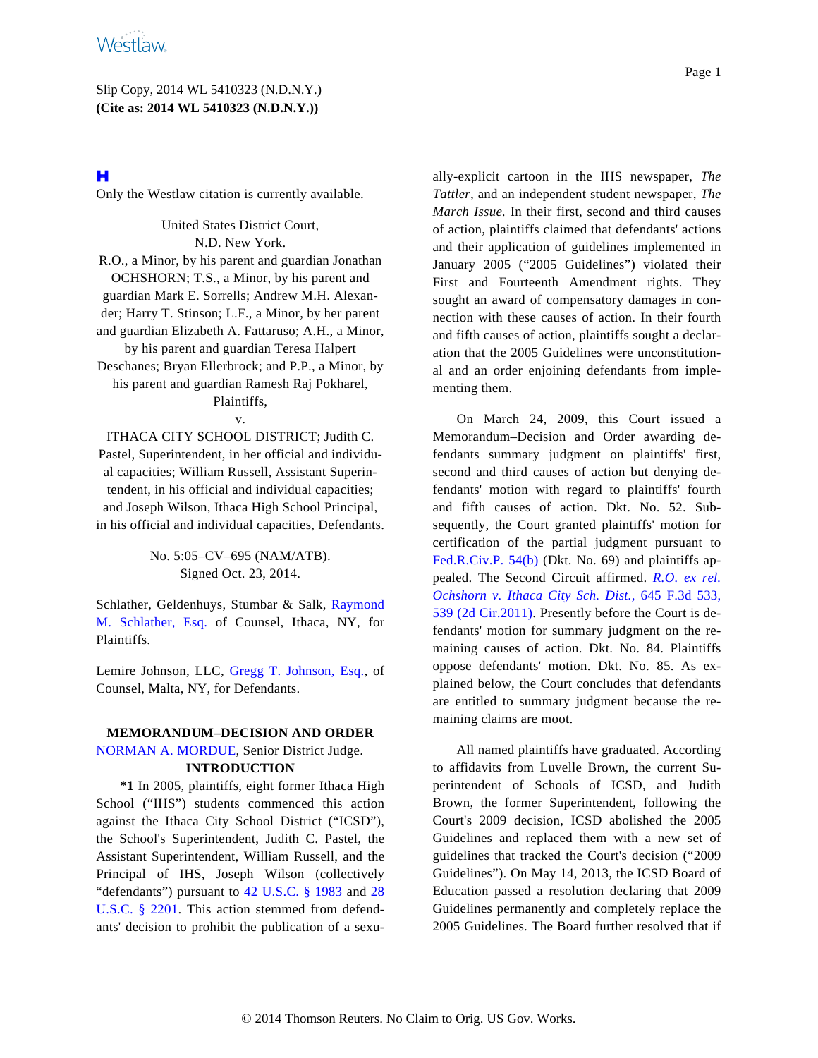Slip Copy, 2014 WL 5410323 (N.D.N.Y.)
**(Cite as: 2014 WL 5410323 (N.D.N.Y.))**

Only the Westlaw citation is currently available.

United States District Court,
N.D. New York.

R.O., a Minor, by his parent and guardian Jonathan OCHSHORN; T.S., a Minor, by his parent and guardian Mark E. Sorrells; Andrew M.H. Alexander; Harry T. Stinson; L.F., a Minor, by her parent and guardian Elizabeth A. Fattaruso; A.H., a Minor, by his parent and guardian Teresa Halpert Deschanes; Bryan Ellerbrock; and P.P., a Minor, by his parent and guardian Ramesh Raj Pokharel, Plaintiffs,

v.

ITHACA CITY SCHOOL DISTRICT; Judith C. Pastel, Superintendent, in her official and individual capacities; William Russell, Assistant Superintendent, in his official and individual capacities; and Joseph Wilson, Ithaca High School Principal, in his official and individual capacities, Defendants.

No. 5:05–CV–695 (NAM/ATB).
Signed Oct. 23, 2014.

Schlather, Geldenhuys, Stumbar & Salk, Raymond M. Schlather, Esq. of Counsel, Ithaca, NY, for Plaintiffs.

Lemire Johnson, LLC, Gregg T. Johnson, Esq., of Counsel, Malta, NY, for Defendants.

## MEMORANDUM–DECISION AND ORDER

NORMAN A. MORDUE, Senior District Judge.

### INTRODUCTION

**\*1** In 2005, plaintiffs, eight former Ithaca High School ("IHS") students commenced this action against the Ithaca City School District ("ICSD"), the School's Superintendent, Judith C. Pastel, the Assistant Superintendent, William Russell, and the Principal of IHS, Joseph Wilson (collectively "defendants") pursuant to 42 U.S.C. § 1983 and 28 U.S.C. § 2201. This action stemmed from defendants' decision to prohibit the publication of a sexually-explicit cartoon in the IHS newspaper, *The Tattler,* and an independent student newspaper, *The March Issue.* In their first, second and third causes of action, plaintiffs claimed that defendants' actions and their application of guidelines implemented in January 2005 ("2005 Guidelines") violated their First and Fourteenth Amendment rights. They sought an award of compensatory damages in connection with these causes of action. In their fourth and fifth causes of action, plaintiffs sought a declaration that the 2005 Guidelines were unconstitutional and an order enjoining defendants from implementing them.

On March 24, 2009, this Court issued a Memorandum–Decision and Order awarding defendants summary judgment on plaintiffs' first, second and third causes of action but denying defendants' motion with regard to plaintiffs' fourth and fifth causes of action. Dkt. No. 52. Subsequently, the Court granted plaintiffs' motion for certification of the partial judgment pursuant to Fed.R.Civ.P. 54(b) (Dkt. No. 69) and plaintiffs appealed. The Second Circuit affirmed. *R.O. ex rel. Ochshorn v. Ithaca City Sch. Dist.,* 645 F.3d 533, 539 (2d Cir.2011). Presently before the Court is defendants' motion for summary judgment on the remaining causes of action. Dkt. No. 84. Plaintiffs oppose defendants' motion. Dkt. No. 85. As explained below, the Court concludes that defendants are entitled to summary judgment because the remaining claims are moot.

All named plaintiffs have graduated. According to affidavits from Luvelle Brown, the current Superintendent of Schools of ICSD, and Judith Brown, the former Superintendent, following the Court's 2009 decision, ICSD abolished the 2005 Guidelines and replaced them with a new set of guidelines that tracked the Court's decision ("2009 Guidelines"). On May 14, 2013, the ICSD Board of Education passed a resolution declaring that 2009 Guidelines permanently and completely replace the 2005 Guidelines. The Board further resolved that if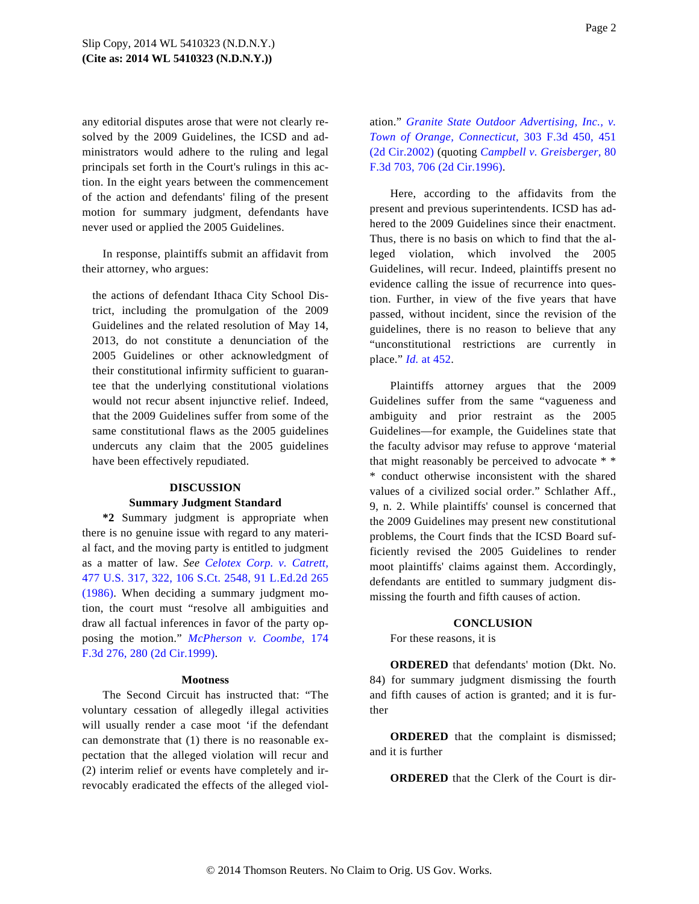any editorial disputes arose that were not clearly resolved by the 2009 Guidelines, the ICSD and administrators would adhere to the ruling and legal principals set forth in the Court's rulings in this action. In the eight years between the commencement of the action and defendants' filing of the present motion for summary judgment, defendants have never used or applied the 2005 Guidelines.

In response, plaintiffs submit an affidavit from their attorney, who argues:

> the actions of defendant Ithaca City School District, including the promulgation of the 2009 Guidelines and the related resolution of May 14, 2013, do not constitute a denunciation of the 2005 Guidelines or other acknowledgment of their constitutional infirmity sufficient to guarantee that the underlying constitutional violations would not recur absent injunctive relief. Indeed, that the 2009 Guidelines suffer from some of the same constitutional flaws as the 2005 guidelines undercuts any claim that the 2005 guidelines have been effectively repudiated.

## DISCUSSION

### Summary Judgment Standard

**\*2** Summary judgment is appropriate when there is no genuine issue with regard to any material fact, and the moving party is entitled to judgment as a matter of law. *See* Celotex Corp. v. Catrett, 477 U.S. 317, 322, 106 S.Ct. 2548, 91 L.Ed.2d 265 (1986). When deciding a summary judgment motion, the court must "resolve all ambiguities and draw all factual inferences in favor of the party opposing the motion." *McPherson v. Coombe,* 174 F.3d 276, 280 (2d Cir.1999).

### Mootness

The Second Circuit has instructed that: "The voluntary cessation of allegedly illegal activities will usually render a case moot 'if the defendant can demonstrate that (1) there is no reasonable expectation that the alleged violation will recur and (2) interim relief or events have completely and irrevocably eradicated the effects of the alleged violation." *Granite State Outdoor Advertising, Inc., v. Town of Orange, Connecticut,* 303 F.3d 450, 451 (2d Cir.2002) (quoting *Campbell v. Greisberger,* 80 F.3d 703, 706 (2d Cir.1996).

Here, according to the affidavits from the present and previous superintendents. ICSD has adhered to the 2009 Guidelines since their enactment. Thus, there is no basis on which to find that the alleged violation, which involved the 2005 Guidelines, will recur. Indeed, plaintiffs present no evidence calling the issue of recurrence into question. Further, in view of the five years that have passed, without incident, since the revision of the guidelines, there is no reason to believe that any "unconstitutional restrictions are currently in place." *Id.* at 452.

Plaintiffs attorney argues that the 2009 Guidelines suffer from the same "vagueness and ambiguity and prior restraint as the 2005 Guidelines—for example, the Guidelines state that the faculty advisor may refuse to approve 'material that might reasonably be perceived to advocate * * * conduct otherwise inconsistent with the shared values of a civilized social order." Schlather Aff., 9, n. 2. While plaintiffs' counsel is concerned that the 2009 Guidelines may present new constitutional problems, the Court finds that the ICSD Board sufficiently revised the 2005 Guidelines to render moot plaintiffs' claims against them. Accordingly, defendants are entitled to summary judgment dismissing the fourth and fifth causes of action.

## CONCLUSION

For these reasons, it is

**ORDERED** that defendants' motion (Dkt. No. 84) for summary judgment dismissing the fourth and fifth causes of action is granted; and it is further

**ORDERED** that the complaint is dismissed; and it is further

**ORDERED** that the Clerk of the Court is dir-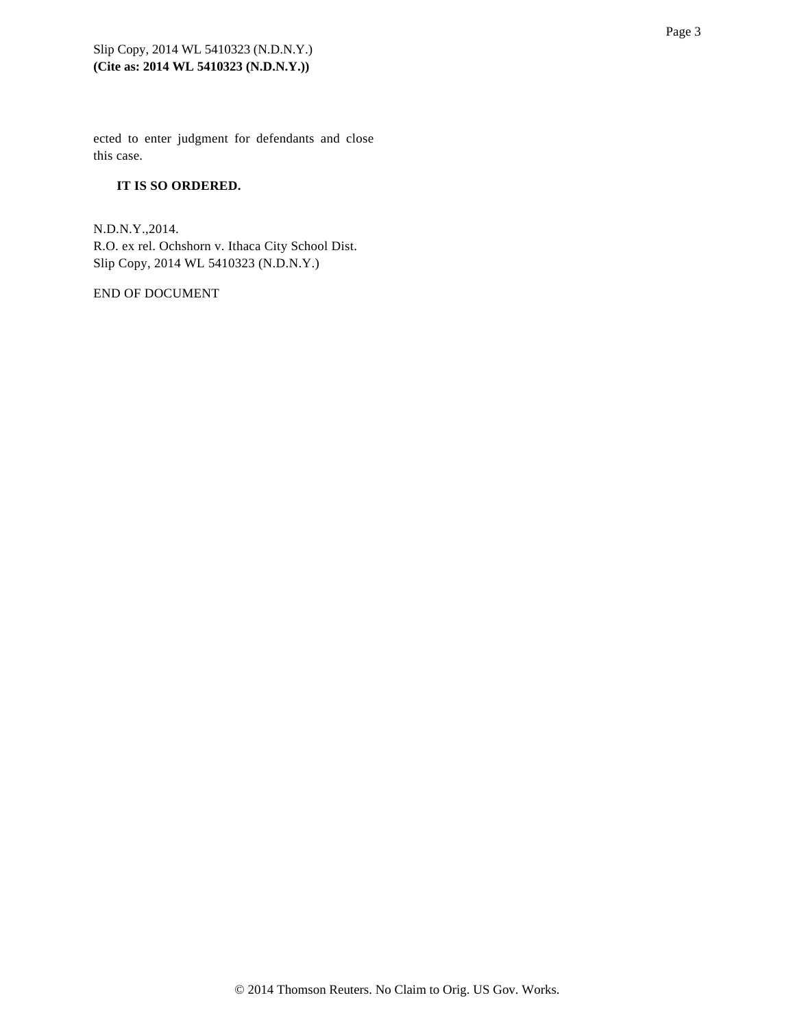ected to enter judgment for defendants and close this case.

**IT IS SO ORDERED.**

N.D.N.Y.,2014.
R.O. ex rel. Ochshorn v. Ithaca City School Dist.
Slip Copy, 2014 WL 5410323 (N.D.N.Y.)

END OF DOCUMENT